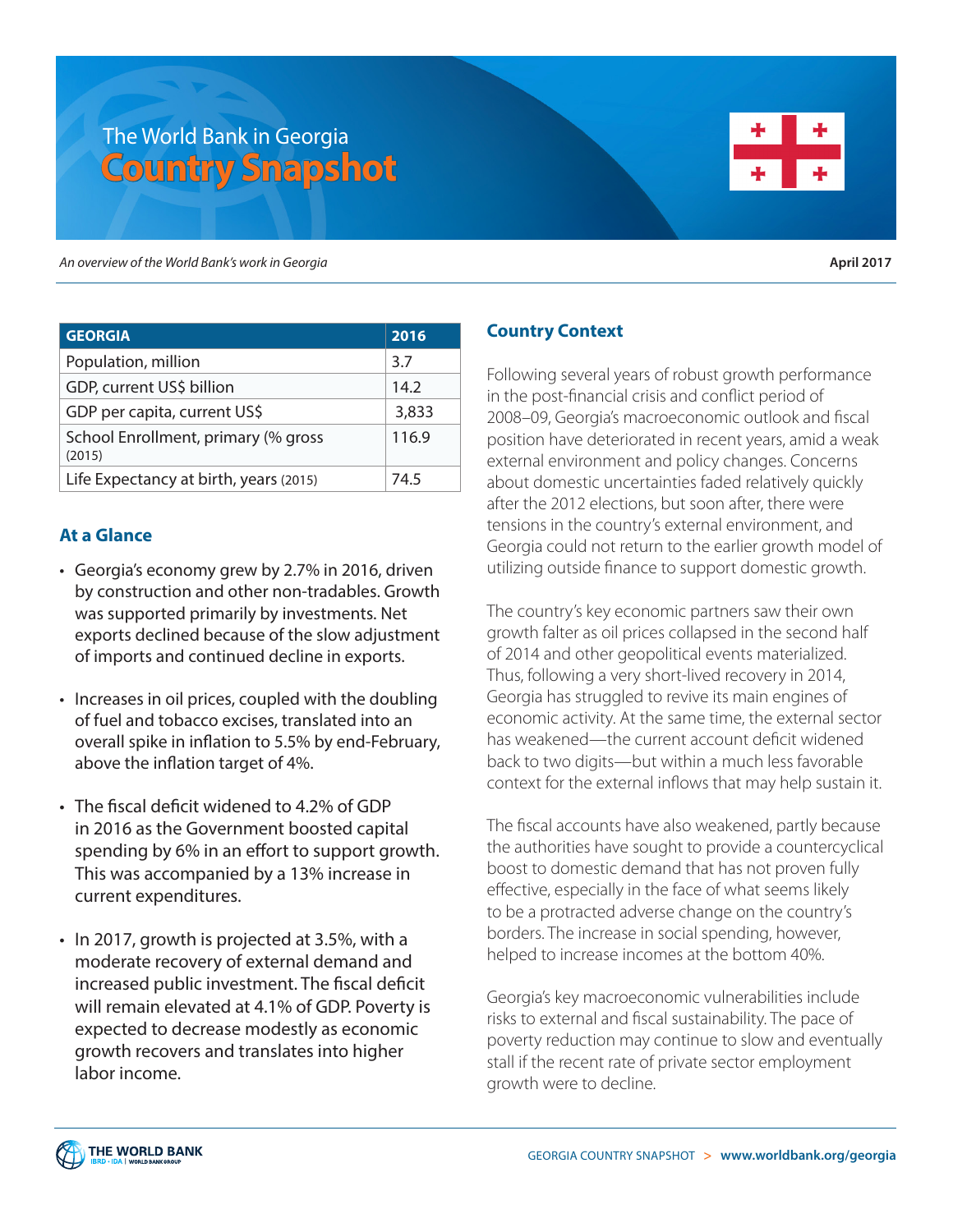# The World Bank in Georgia
# Country Snapshot

*An overview of the World Bank's work in Georgia*

**April 2017**

| GEORGIA | 2016 |
|---|---|
| Population, million | 3.7 |
| GDP, current US$ billion | 14.2 |
| GDP per capita, current US$ | 3,833 |
| School Enrollment, primary (% gross (2015) | 116.9 |
| Life Expectancy at birth, years (2015) | 74.5 |

## At a Glance

- Georgia's economy grew by 2.7% in 2016, driven by construction and other non-tradables. Growth was supported primarily by investments. Net exports declined because of the slow adjustment of imports and continued decline in exports.
- Increases in oil prices, coupled with the doubling of fuel and tobacco excises, translated into an overall spike in inflation to 5.5% by end-February, above the inflation target of 4%.
- The fiscal deficit widened to 4.2% of GDP in 2016 as the Government boosted capital spending by 6% in an effort to support growth. This was accompanied by a 13% increase in current expenditures.
- In 2017, growth is projected at 3.5%, with a moderate recovery of external demand and increased public investment. The fiscal deficit will remain elevated at 4.1% of GDP. Poverty is expected to decrease modestly as economic growth recovers and translates into higher labor income.

## Country Context

Following several years of robust growth performance in the post-financial crisis and conflict period of 2008–09, Georgia's macroeconomic outlook and fiscal position have deteriorated in recent years, amid a weak external environment and policy changes. Concerns about domestic uncertainties faded relatively quickly after the 2012 elections, but soon after, there were tensions in the country's external environment, and Georgia could not return to the earlier growth model of utilizing outside finance to support domestic growth.

The country's key economic partners saw their own growth falter as oil prices collapsed in the second half of 2014 and other geopolitical events materialized. Thus, following a very short-lived recovery in 2014, Georgia has struggled to revive its main engines of economic activity. At the same time, the external sector has weakened—the current account deficit widened back to two digits—but within a much less favorable context for the external inflows that may help sustain it.

The fiscal accounts have also weakened, partly because the authorities have sought to provide a countercyclical boost to domestic demand that has not proven fully effective, especially in the face of what seems likely to be a protracted adverse change on the country's borders. The increase in social spending, however, helped to increase incomes at the bottom 40%.

Georgia's key macroeconomic vulnerabilities include risks to external and fiscal sustainability. The pace of poverty reduction may continue to slow and eventually stall if the recent rate of private sector employment growth were to decline.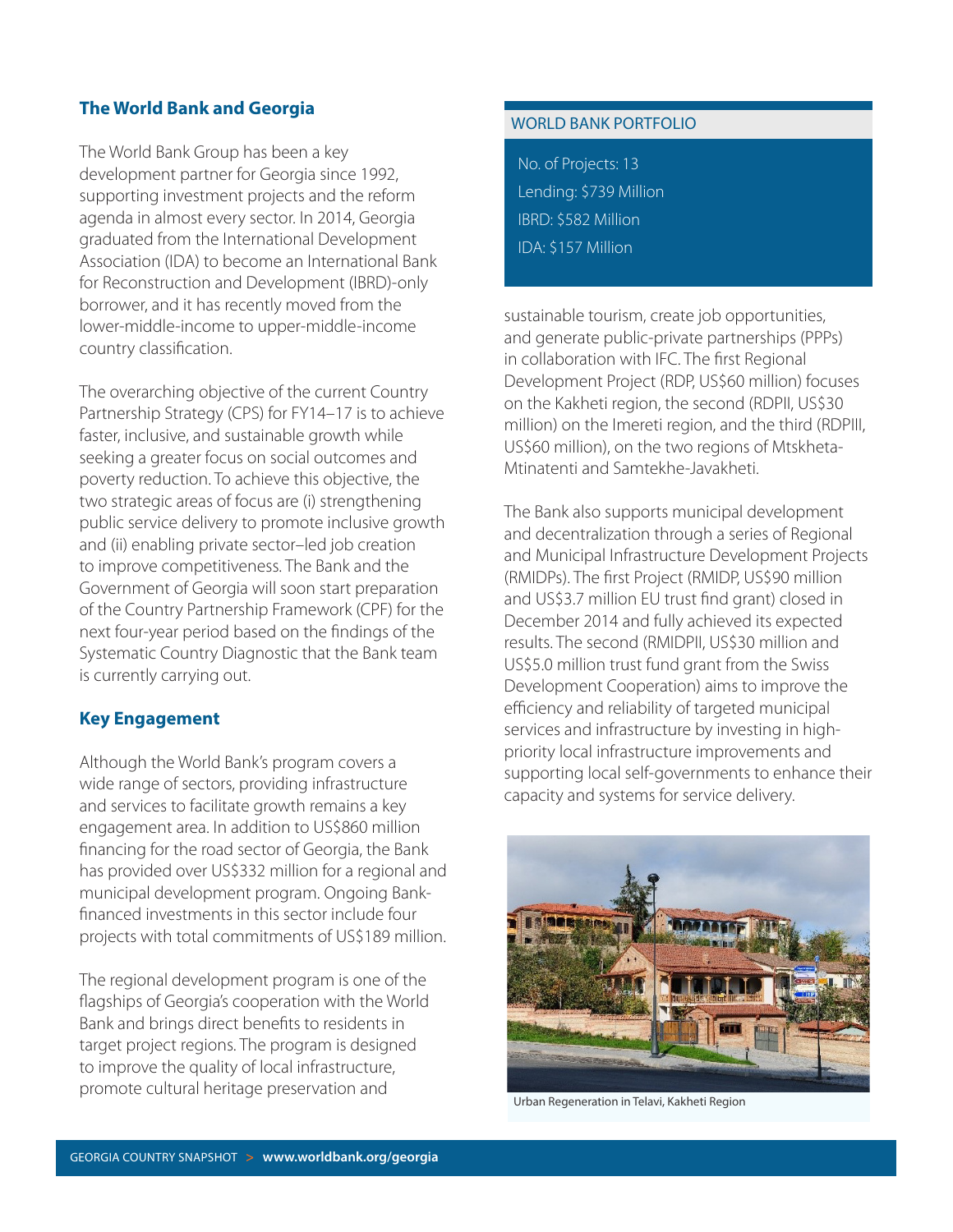## The World Bank and Georgia

The World Bank Group has been a key development partner for Georgia since 1992, supporting investment projects and the reform agenda in almost every sector. In 2014, Georgia graduated from the International Development Association (IDA) to become an International Bank for Reconstruction and Development (IBRD)-only borrower, and it has recently moved from the lower-middle-income to upper-middle-income country classification.

The overarching objective of the current Country Partnership Strategy (CPS) for FY14–17 is to achieve faster, inclusive, and sustainable growth while seeking a greater focus on social outcomes and poverty reduction. To achieve this objective, the two strategic areas of focus are (i) strengthening public service delivery to promote inclusive growth and (ii) enabling private sector–led job creation to improve competitiveness. The Bank and the Government of Georgia will soon start preparation of the Country Partnership Framework (CPF) for the next four-year period based on the findings of the Systematic Country Diagnostic that the Bank team is currently carrying out.

## Key Engagement

Although the World Bank's program covers a wide range of sectors, providing infrastructure and services to facilitate growth remains a key engagement area. In addition to US$860 million financing for the road sector of Georgia, the Bank has provided over US$332 million for a regional and municipal development program. Ongoing Bank-financed investments in this sector include four projects with total commitments of US$189 million.

The regional development program is one of the flagships of Georgia's cooperation with the World Bank and brings direct benefits to residents in target project regions. The program is designed to improve the quality of local infrastructure, promote cultural heritage preservation and sustainable tourism, create job opportunities, and generate public-private partnerships (PPPs) in collaboration with IFC. The first Regional Development Project (RDP, US$60 million) focuses on the Kakheti region, the second (RDPII, US$30 million) on the Imereti region, and the third (RDPIII, US$60 million), on the two regions of Mtskheta-Mtinatenti and Samtekhe-Javakheti.

The Bank also supports municipal development and decentralization through a series of Regional and Municipal Infrastructure Development Projects (RMIDPs). The first Project (RMIDP, US$90 million and US$3.7 million EU trust find grant) closed in December 2014 and fully achieved its expected results. The second (RMIDPII, US$30 million and US$5.0 million trust fund grant from the Swiss Development Cooperation) aims to improve the efficiency and reliability of targeted municipal services and infrastructure by investing in high-priority local infrastructure improvements and supporting local self-governments to enhance their capacity and systems for service delivery.

### WORLD BANK PORTFOLIO

No. of Projects: 13
Lending: $739 Million
IBRD: $582 Million
IDA: $157 Million

Urban Regeneration in Telavi, Kakheti Region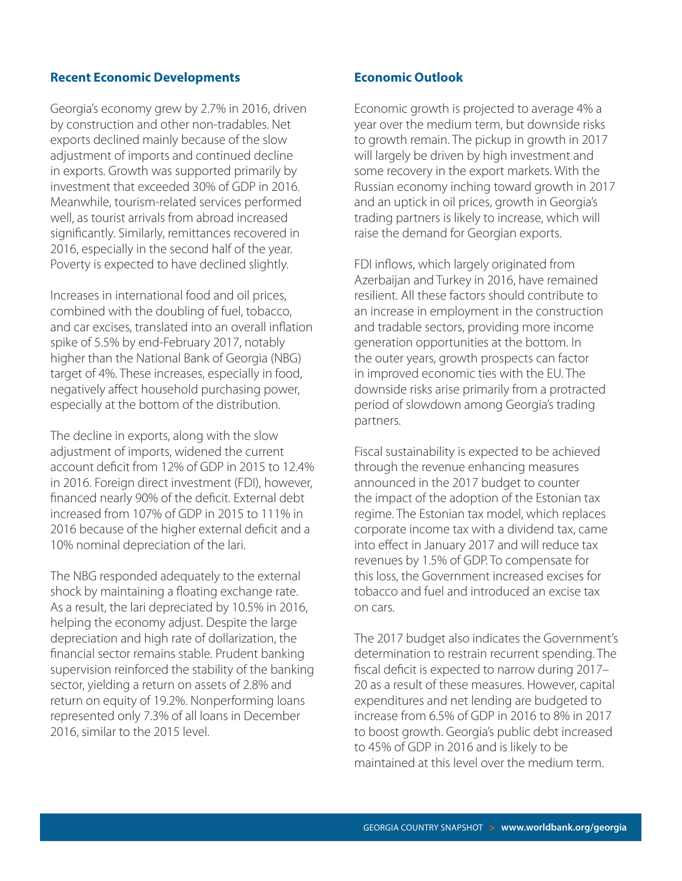## Recent Economic Developments

Georgia's economy grew by 2.7% in 2016, driven by construction and other non-tradables. Net exports declined mainly because of the slow adjustment of imports and continued decline in exports. Growth was supported primarily by investment that exceeded 30% of GDP in 2016. Meanwhile, tourism-related services performed well, as tourist arrivals from abroad increased significantly. Similarly, remittances recovered in 2016, especially in the second half of the year. Poverty is expected to have declined slightly.

Increases in international food and oil prices, combined with the doubling of fuel, tobacco, and car excises, translated into an overall inflation spike of 5.5% by end-February 2017, notably higher than the National Bank of Georgia (NBG) target of 4%. These increases, especially in food, negatively affect household purchasing power, especially at the bottom of the distribution.

The decline in exports, along with the slow adjustment of imports, widened the current account deficit from 12% of GDP in 2015 to 12.4% in 2016. Foreign direct investment (FDI), however, financed nearly 90% of the deficit. External debt increased from 107% of GDP in 2015 to 111% in 2016 because of the higher external deficit and a 10% nominal depreciation of the lari.

The NBG responded adequately to the external shock by maintaining a floating exchange rate. As a result, the lari depreciated by 10.5% in 2016, helping the economy adjust. Despite the large depreciation and high rate of dollarization, the financial sector remains stable. Prudent banking supervision reinforced the stability of the banking sector, yielding a return on assets of 2.8% and return on equity of 19.2%. Nonperforming loans represented only 7.3% of all loans in December 2016, similar to the 2015 level.

## Economic Outlook

Economic growth is projected to average 4% a year over the medium term, but downside risks to growth remain. The pickup in growth in 2017 will largely be driven by high investment and some recovery in the export markets. With the Russian economy inching toward growth in 2017 and an uptick in oil prices, growth in Georgia's trading partners is likely to increase, which will raise the demand for Georgian exports.

FDI inflows, which largely originated from Azerbaijan and Turkey in 2016, have remained resilient. All these factors should contribute to an increase in employment in the construction and tradable sectors, providing more income generation opportunities at the bottom. In the outer years, growth prospects can factor in improved economic ties with the EU. The downside risks arise primarily from a protracted period of slowdown among Georgia's trading partners.

Fiscal sustainability is expected to be achieved through the revenue enhancing measures announced in the 2017 budget to counter the impact of the adoption of the Estonian tax regime. The Estonian tax model, which replaces corporate income tax with a dividend tax, came into effect in January 2017 and will reduce tax revenues by 1.5% of GDP. To compensate for this loss, the Government increased excises for tobacco and fuel and introduced an excise tax on cars.

The 2017 budget also indicates the Government's determination to restrain recurrent spending. The fiscal deficit is expected to narrow during 2017–20 as a result of these measures. However, capital expenditures and net lending are budgeted to increase from 6.5% of GDP in 2016 to 8% in 2017 to boost growth. Georgia's public debt increased to 45% of GDP in 2016 and is likely to be maintained at this level over the medium term.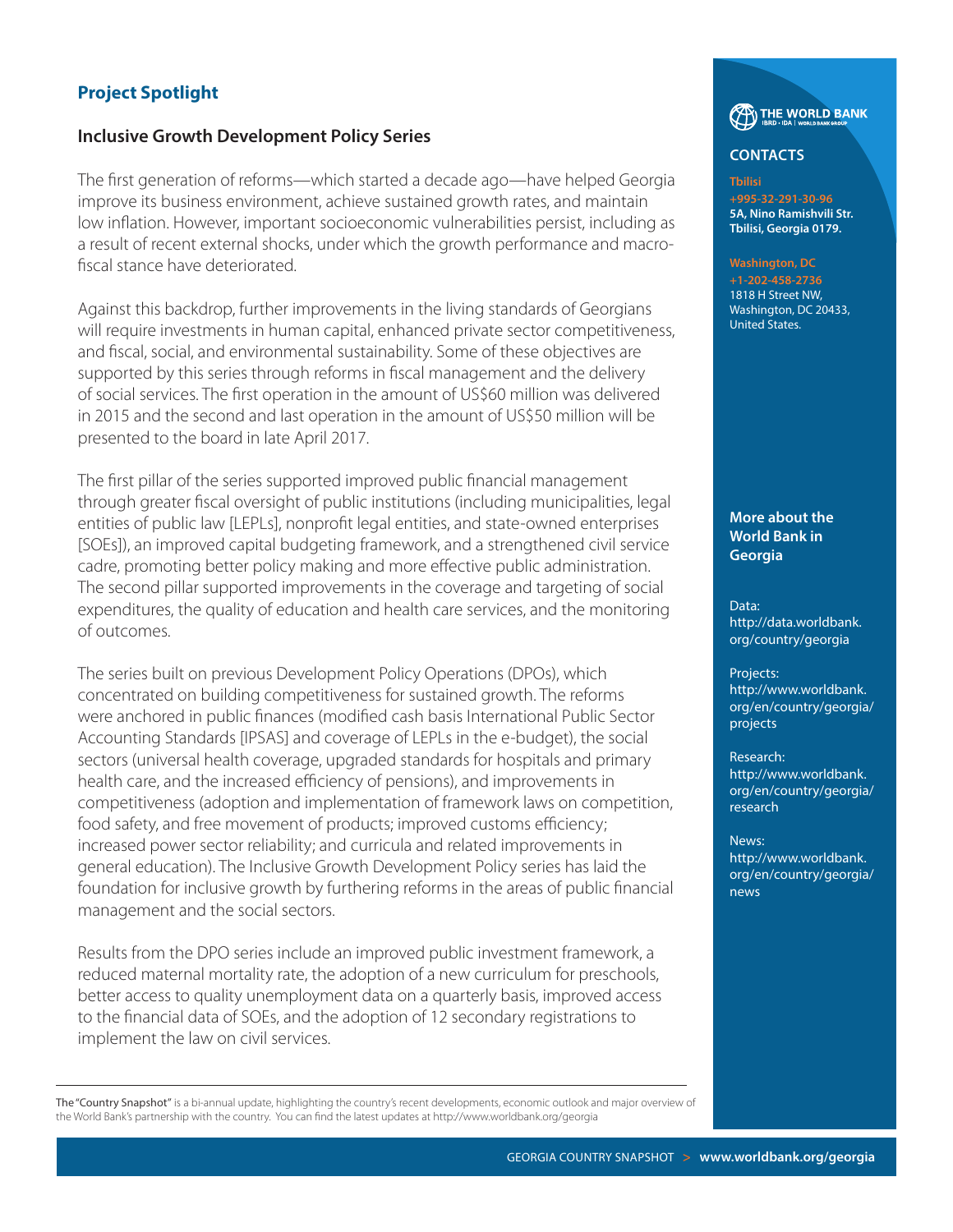## Project Spotlight

### Inclusive Growth Development Policy Series

The first generation of reforms—which started a decade ago—have helped Georgia improve its business environment, achieve sustained growth rates, and maintain low inflation. However, important socioeconomic vulnerabilities persist, including as a result of recent external shocks, under which the growth performance and macro-fiscal stance have deteriorated.

Against this backdrop, further improvements in the living standards of Georgians will require investments in human capital, enhanced private sector competitiveness, and fiscal, social, and environmental sustainability. Some of these objectives are supported by this series through reforms in fiscal management and the delivery of social services. The first operation in the amount of US$60 million was delivered in 2015 and the second and last operation in the amount of US$50 million will be presented to the board in late April 2017.

The first pillar of the series supported improved public financial management through greater fiscal oversight of public institutions (including municipalities, legal entities of public law [LEPLs], nonprofit legal entities, and state-owned enterprises [SOEs]), an improved capital budgeting framework, and a strengthened civil service cadre, promoting better policy making and more effective public administration. The second pillar supported improvements in the coverage and targeting of social expenditures, the quality of education and health care services, and the monitoring of outcomes.

The series built on previous Development Policy Operations (DPOs), which concentrated on building competitiveness for sustained growth. The reforms were anchored in public finances (modified cash basis International Public Sector Accounting Standards [IPSAS] and coverage of LEPLs in the e-budget), the social sectors (universal health coverage, upgraded standards for hospitals and primary health care, and the increased efficiency of pensions), and improvements in competitiveness (adoption and implementation of framework laws on competition, food safety, and free movement of products; improved customs efficiency; increased power sector reliability; and curricula and related improvements in general education). The Inclusive Growth Development Policy series has laid the foundation for inclusive growth by furthering reforms in the areas of public financial management and the social sectors.

Results from the DPO series include an improved public investment framework, a reduced maternal mortality rate, the adoption of a new curriculum for preschools, better access to quality unemployment data on a quarterly basis, improved access to the financial data of SOEs, and the adoption of 12 secondary registrations to implement the law on civil services.

The "Country Snapshot" is a bi-annual update, highlighting the country's recent developments, economic outlook and major overview of the World Bank's partnership with the country. You can find the latest updates at http://www.worldbank.org/georgia

THE WORLD BANK
IBRD • IDA | WORLD BANK GROUP

### CONTACTS

**Tbilisi**
**+995-32-291-30-96**
**5A, Nino Ramishvili Str.**
**Tbilisi, Georgia 0179.**

**Washington, DC**
**+1-202-458-2736**
1818 H Street NW,
Washington, DC 20433,
United States.

### More about the World Bank in Georgia

Data:
http://data.worldbank.org/country/georgia

Projects:
http://www.worldbank.org/en/country/georgia/projects

Research:
http://www.worldbank.org/en/country/georgia/research

News:
http://www.worldbank.org/en/country/georgia/news